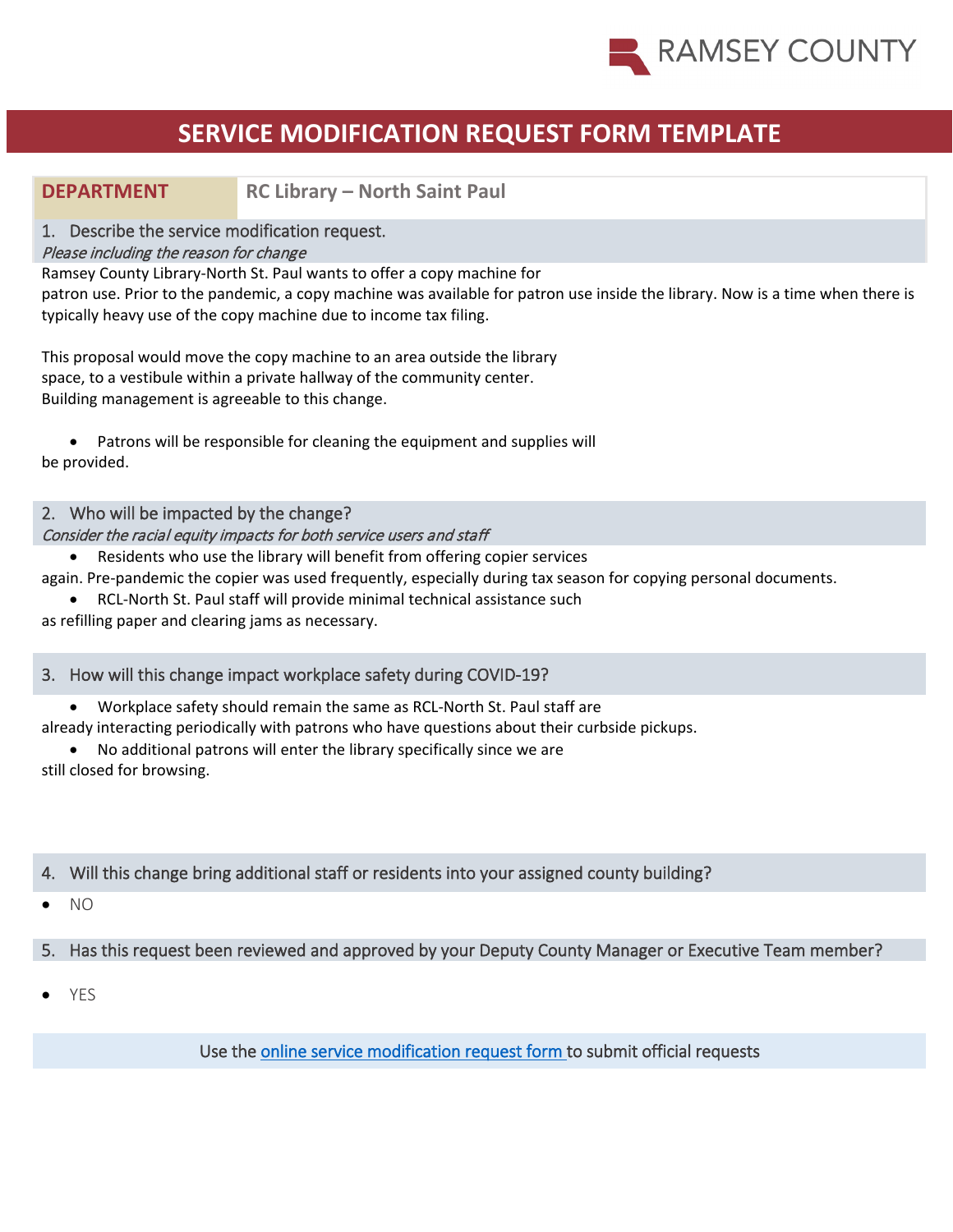RAMSEY COUNTY

# SERVICE MODIFICATION REQUEST FORM TEMPLATE

| DEPARTMENT | RC Library – North Saint Paul |
|---|---|

## 1. Describe the service modification request.

*Please including the reason for change*

Ramsey County Library-North St. Paul wants to offer a copy machine for patron use. Prior to the pandemic, a copy machine was available for patron use inside the library. Now is a time when there is typically heavy use of the copy machine due to income tax filing.

This proposal would move the copy machine to an area outside the library space, to a vestibule within a private hallway of the community center. Building management is agreeable to this change.

- Patrons will be responsible for cleaning the equipment and supplies will be provided.

## 2. Who will be impacted by the change?

*Consider the racial equity impacts for both service users and staff*

- Residents who use the library will benefit from offering copier services again. Pre-pandemic the copier was used frequently, especially during tax season for copying personal documents.
- RCL-North St. Paul staff will provide minimal technical assistance such as refilling paper and clearing jams as necessary.

## 3. How will this change impact workplace safety during COVID-19?

- Workplace safety should remain the same as RCL-North St. Paul staff are already interacting periodically with patrons who have questions about their curbside pickups.
- No additional patrons will enter the library specifically since we are still closed for browsing.

## 4. Will this change bring additional staff or residents into your assigned county building?

- NO

## 5. Has this request been reviewed and approved by your Deputy County Manager or Executive Team member?

- YES

Use the online service modification request form to submit official requests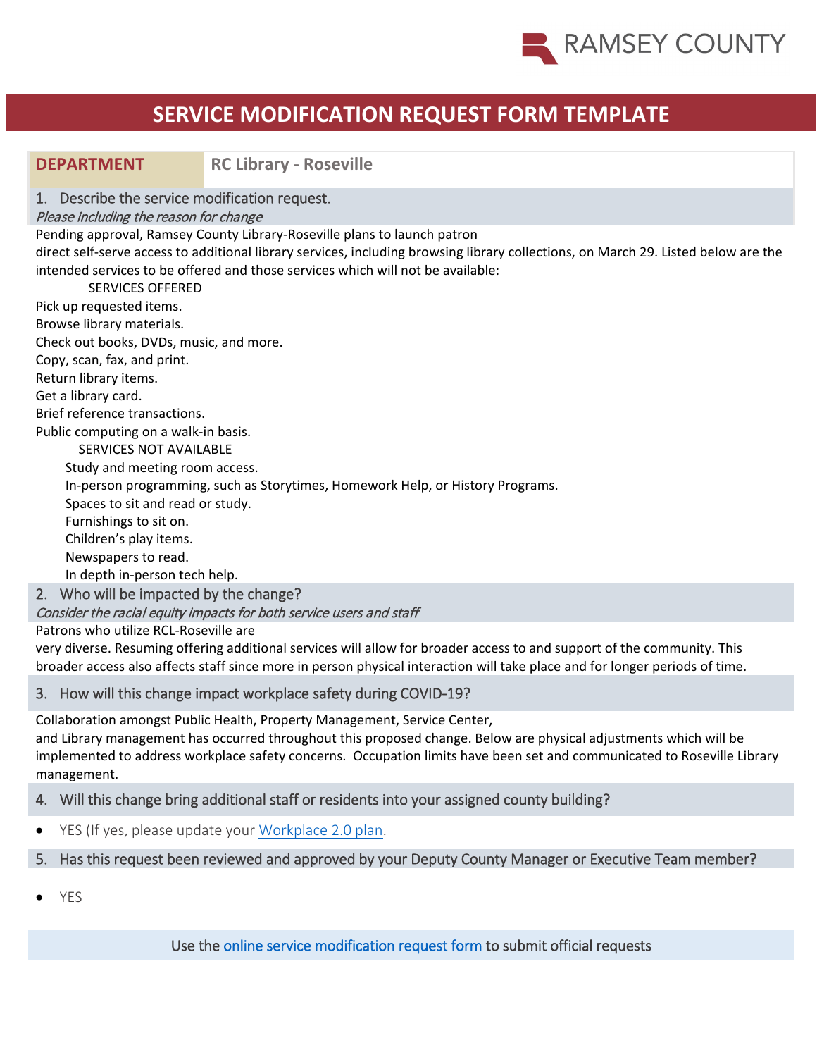RAMSEY COUNTY

# SERVICE MODIFICATION REQUEST FORM TEMPLATE

| **DEPARTMENT** | **RC Library - Roseville** |
|---|---|

## 1. Describe the service modification request.

*Please including the reason for change*

Pending approval, Ramsey County Library-Roseville plans to launch patron direct self-serve access to additional library services, including browsing library collections, on March 29. Listed below are the intended services to be offered and those services which will not be available:

SERVICES OFFERED

Pick up requested items.
Browse library materials.
Check out books, DVDs, music, and more.
Copy, scan, fax, and print.
Return library items.
Get a library card.
Brief reference transactions.
Public computing on a walk-in basis.

SERVICES NOT AVAILABLE

Study and meeting room access.
In-person programming, such as Storytimes, Homework Help, or History Programs.
Spaces to sit and read or study.
Furnishings to sit on.
Children's play items.
Newspapers to read.
In depth in-person tech help.

## 2. Who will be impacted by the change?

*Consider the racial equity impacts for both service users and staff*

Patrons who utilize RCL-Roseville are very diverse. Resuming offering additional services will allow for broader access to and support of the community. This broader access also affects staff since more in person physical interaction will take place and for longer periods of time.

## 3. How will this change impact workplace safety during COVID-19?

Collaboration amongst Public Health, Property Management, Service Center, and Library management has occurred throughout this proposed change. Below are physical adjustments which will be implemented to address workplace safety concerns. Occupation limits have been set and communicated to Roseville Library management.

## 4. Will this change bring additional staff or residents into your assigned county building?

- YES (If yes, please update your [Workplace 2.0 plan](Workplace 2.0 plan).

## 5. Has this request been reviewed and approved by your Deputy County Manager or Executive Team member?

- YES

Use the [online service modification request form](online service modification request form) to submit official requests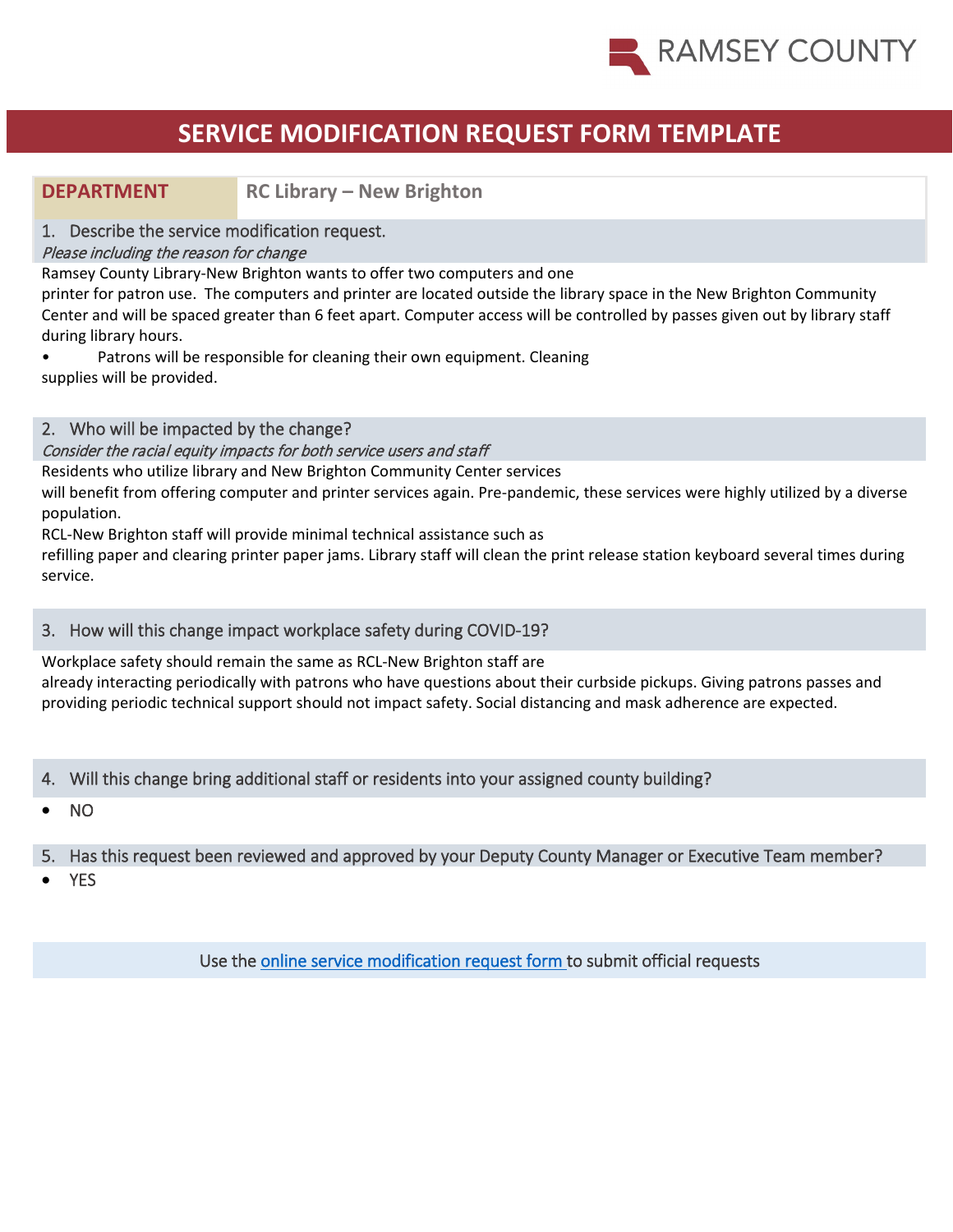RAMSEY COUNTY

# SERVICE MODIFICATION REQUEST FORM TEMPLATE

| DEPARTMENT | RC Library – New Brighton |
|---|---|

1. Describe the service modification request.
*Please including the reason for change*

Ramsey County Library-New Brighton wants to offer two computers and one printer for patron use. The computers and printer are located outside the library space in the New Brighton Community Center and will be spaced greater than 6 feet apart. Computer access will be controlled by passes given out by library staff during library hours.

- Patrons will be responsible for cleaning their own equipment. Cleaning supplies will be provided.

2. Who will be impacted by the change?
*Consider the racial equity impacts for both service users and staff*

Residents who utilize library and New Brighton Community Center services will benefit from offering computer and printer services again. Pre-pandemic, these services were highly utilized by a diverse population.

RCL-New Brighton staff will provide minimal technical assistance such as refilling paper and clearing printer paper jams. Library staff will clean the print release station keyboard several times during service.

3. How will this change impact workplace safety during COVID-19?

Workplace safety should remain the same as RCL-New Brighton staff are already interacting periodically with patrons who have questions about their curbside pickups. Giving patrons passes and providing periodic technical support should not impact safety. Social distancing and mask adherence are expected.

4. Will this change bring additional staff or residents into your assigned county building?

- NO

5. Has this request been reviewed and approved by your Deputy County Manager or Executive Team member?

- YES

Use the online service modification request form to submit official requests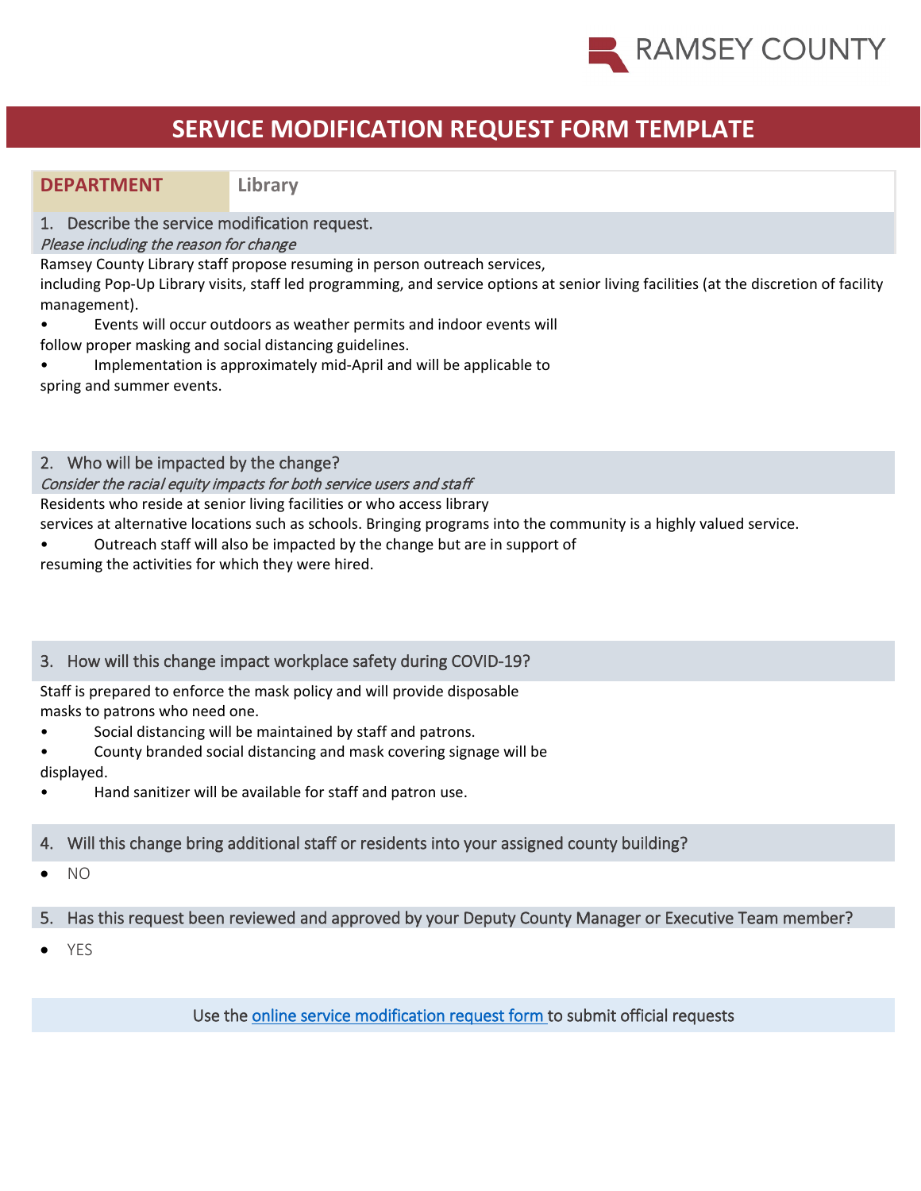RAMSEY COUNTY

# SERVICE MODIFICATION REQUEST FORM TEMPLATE

| **DEPARTMENT** | Library |
|---|---|

## 1. Describe the service modification request.

*Please including the reason for change*

Ramsey County Library staff propose resuming in person outreach services, including Pop-Up Library visits, staff led programming, and service options at senior living facilities (at the discretion of facility management).

- Events will occur outdoors as weather permits and indoor events will follow proper masking and social distancing guidelines.
- Implementation is approximately mid-April and will be applicable to spring and summer events.

## 2. Who will be impacted by the change?

*Consider the racial equity impacts for both service users and staff*

Residents who reside at senior living facilities or who access library services at alternative locations such as schools. Bringing programs into the community is a highly valued service.

- Outreach staff will also be impacted by the change but are in support of resuming the activities for which they were hired.

## 3. How will this change impact workplace safety during COVID-19?

Staff is prepared to enforce the mask policy and will provide disposable masks to patrons who need one.

- Social distancing will be maintained by staff and patrons.
- County branded social distancing and mask covering signage will be displayed.
- Hand sanitizer will be available for staff and patron use.

## 4. Will this change bring additional staff or residents into your assigned county building?

- NO

## 5. Has this request been reviewed and approved by your Deputy County Manager or Executive Team member?

- YES

Use the online service modification request form to submit official requests